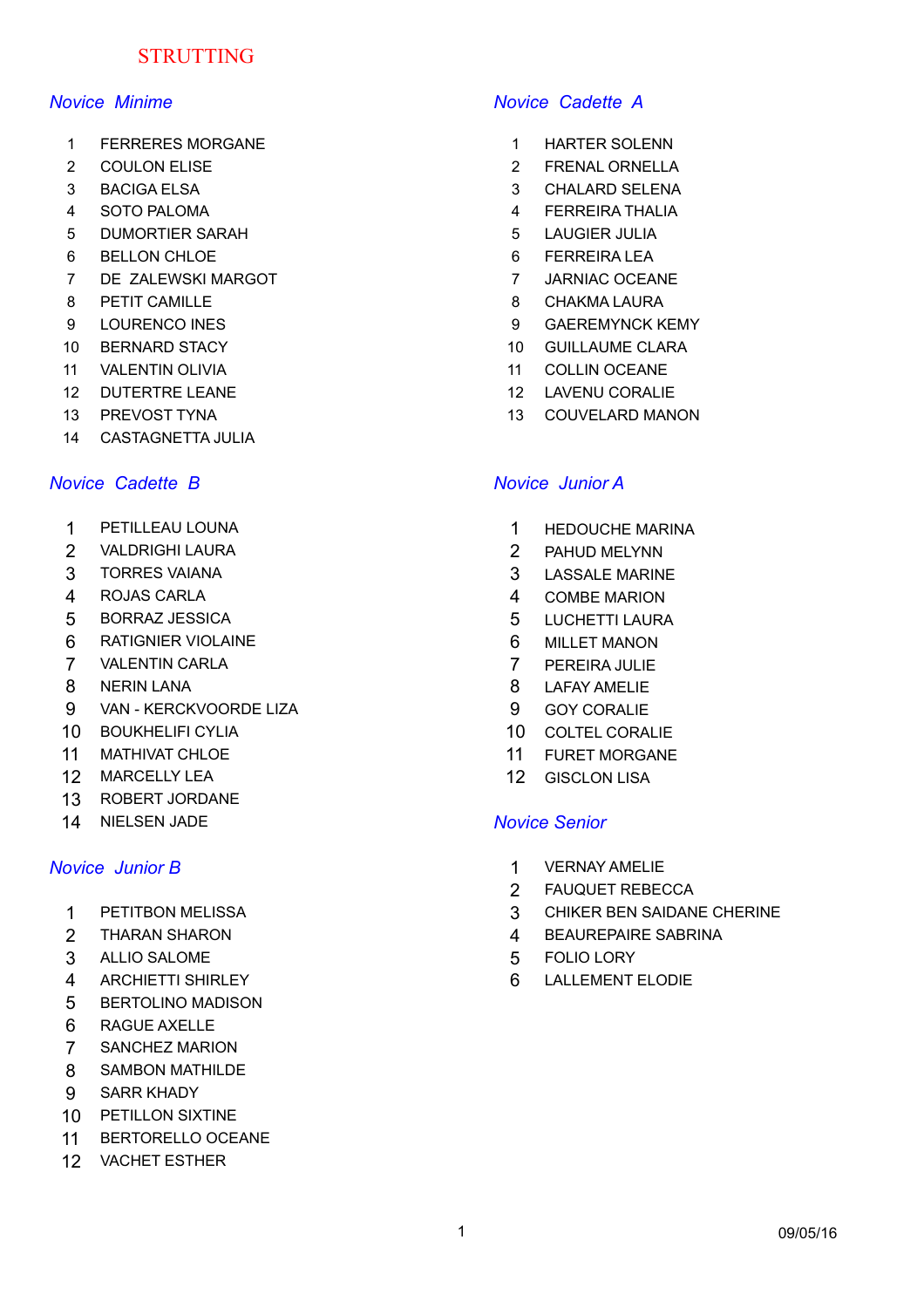# STRUTTING

## Novice Minime

1. FERRERES MORGANE
2. COULON ELISE
3. BACIGA ELSA
4. SOTO PALOMA
5. DUMORTIER SARAH
6. BELLON CHLOE
7. DE ZALEWSKI MARGOT
8. PETIT CAMILLE
9. LOURENCO INES
10. BERNARD STACY
11. VALENTIN OLIVIA
12. DUTERTRE LEANE
13. PREVOST TYNA
14. CASTAGNETTA JULIA

## Novice Cadette A

1. HARTER SOLENN
2. FRENAL ORNELLA
3. CHALARD SELENA
4. FERREIRA THALIA
5. LAUGIER JULIA
6. FERREIRA LEA
7. JARNIAC OCEANE
8. CHAKMA LAURA
9. GAEREMYNCK KEMY
10. GUILLAUME CLARA
11. COLLIN OCEANE
12. LAVENU CORALIE
13. COUVELARD MANON

## Novice Cadette B

1. PETILLEAU LOUNA
2. VALDRIGHI LAURA
3. TORRES VAIANA
4. ROJAS CARLA
5. BORRAZ JESSICA
6. RATIGNIER VIOLAINE
7. VALENTIN CARLA
8. NERIN LANA
9. VAN - KERCKVOORDE LIZA
10. BOUKHELIFI CYLIA
11. MATHIVAT CHLOE
12. MARCELLY LEA
13. ROBERT JORDANE
14. NIELSEN JADE

## Novice Junior A

1. HEDOUCHE MARINA
2. PAHUD MELYNN
3. LASSALE MARINE
4. COMBE MARION
5. LUCHETTI LAURA
6. MILLET MANON
7. PEREIRA JULIE
8. LAFAY AMELIE
9. GOY CORALIE
10. COLTEL CORALIE
11. FURET MORGANE
12. GISCLON LISA

## Novice Junior B

1. PETITBON MELISSA
2. THARAN SHARON
3. ALLIO SALOME
4. ARCHIETTI SHIRLEY
5. BERTOLINO MADISON
6. RAGUE AXELLE
7. SANCHEZ MARION
8. SAMBON MATHILDE
9. SARR KHADY
10. PETILLON SIXTINE
11. BERTORELLO OCEANE
12. VACHET ESTHER

## Novice Senior

1. VERNAY AMELIE
2. FAUQUET REBECCA
3. CHIKER BEN SAIDANE CHERINE
4. BEAUREPAIRE SABRINA
5. FOLIO LORY
6. LALLEMENT ELODIE

09/05/16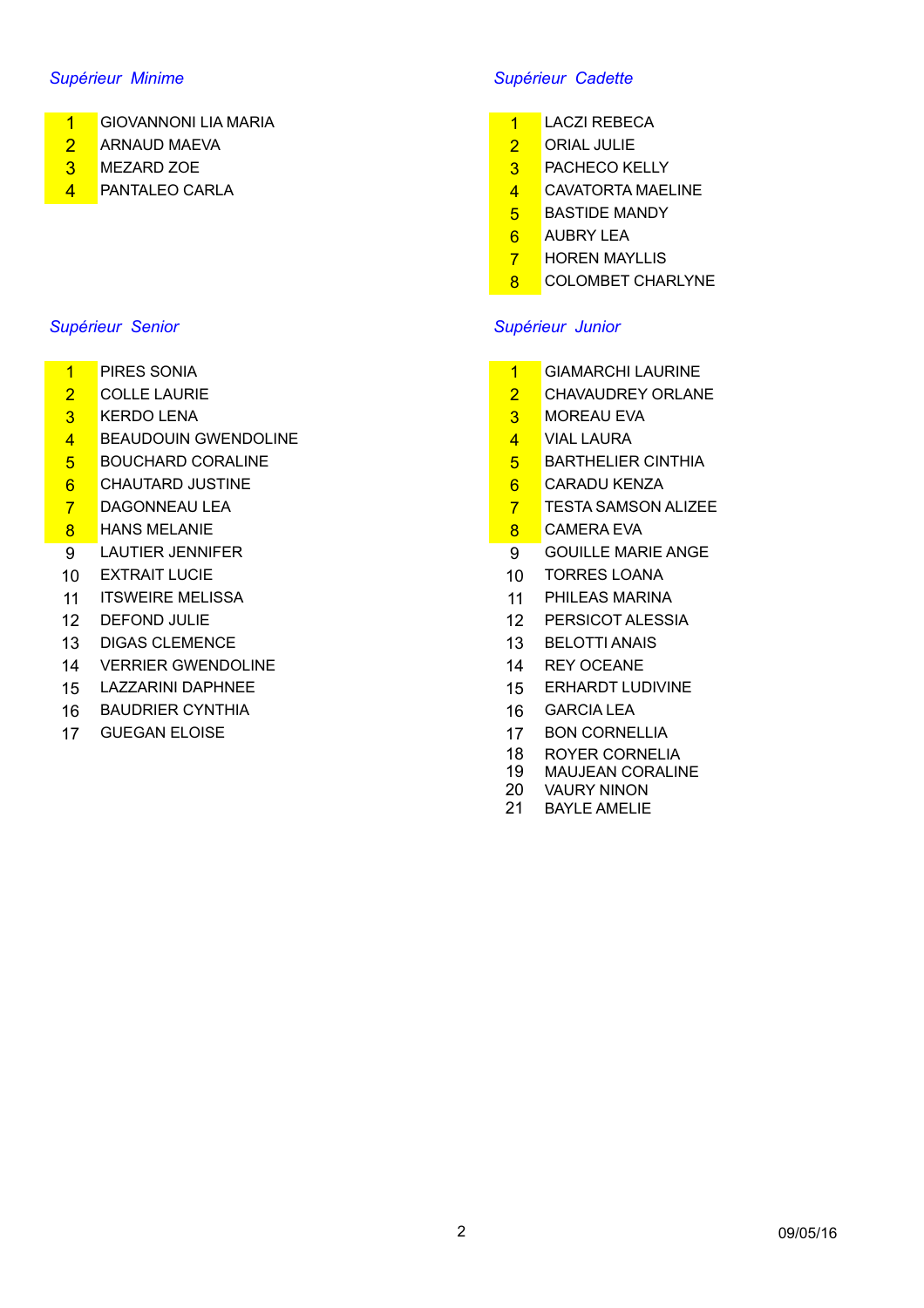### *Supérieur Minime*

1. GIOVANNONI LIA MARIA
2. ARNAUD MAEVA
3. MEZARD ZOE
4. PANTALEO CARLA

### *Supérieur Cadette*

1. LACZI REBECA
2. ORIAL JULIE
3. PACHECO KELLY
4. CAVATORTA MAELINE
5. BASTIDE MANDY
6. AUBRY LEA
7. HOREN MAYLLIS
8. COLOMBET CHARLYNE

### *Supérieur Senior*

1. PIRES SONIA
2. COLLE LAURIE
3. KERDO LENA
4. BEAUDOUIN GWENDOLINE
5. BOUCHARD CORALINE
6. CHAUTARD JUSTINE
7. DAGONNEAU LEA
8. HANS MELANIE
9. LAUTIER JENNIFER
10. EXTRAIT LUCIE
11. ITSWEIRE MELISSA
12. DEFOND JULIE
13. DIGAS CLEMENCE
14. VERRIER GWENDOLINE
15. LAZZARINI DAPHNEE
16. BAUDRIER CYNTHIA
17. GUEGAN ELOISE

### *Supérieur Junior*

1. GIAMARCHI LAURINE
2. CHAVAUDREY ORLANE
3. MOREAU EVA
4. VIAL LAURA
5. BARTHELIER CINTHIA
6. CARADU KENZA
7. TESTA SAMSON ALIZEE
8. CAMERA EVA
9. GOUILLE MARIE ANGE
10. TORRES LOANA
11. PHILEAS MARINA
12. PERSICOT ALESSIA
13. BELOTTI ANAIS
14. REY OCEANE
15. ERHARDT LUDIVINE
16. GARCIA LEA
17. BON CORNELLIA
18. ROYER CORNELIA
19. MAUJEAN CORALINE
20. VAURY NINON
21. BAYLE AMELIE

09/05/16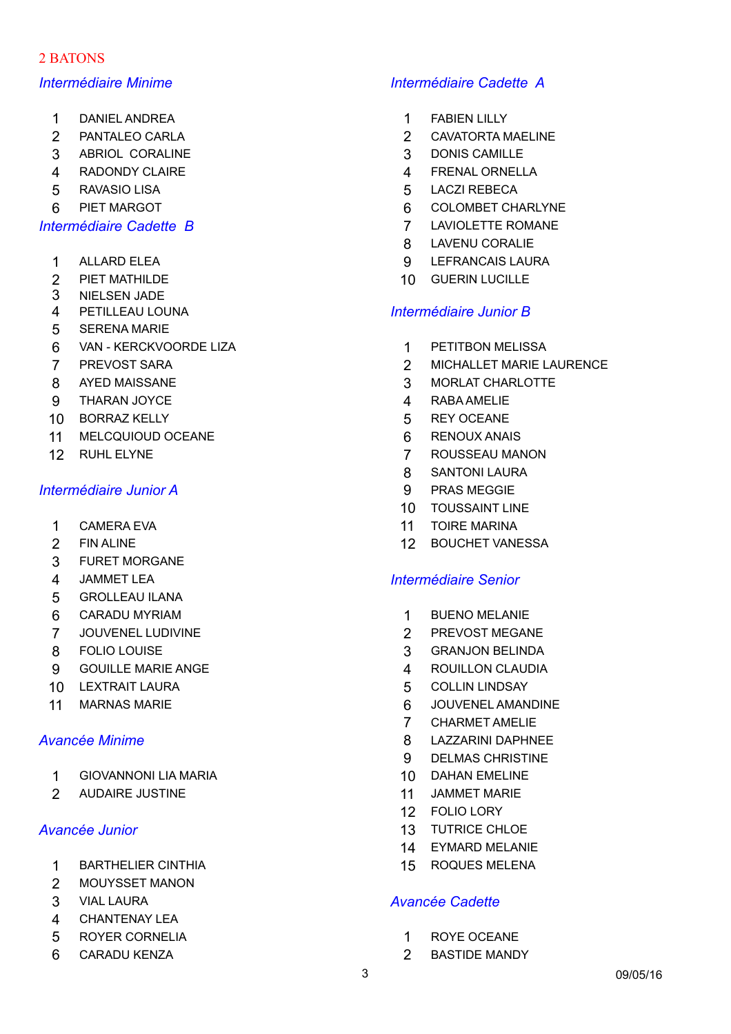## 2 BATONS

### *Intermédiaire Minime*

1. DANIEL ANDREA
2. PANTALEO CARLA
3. ABRIOL CORALINE
4. RADONDY CLAIRE
5. RAVASIO LISA
6. PIET MARGOT

### *Intermédiaire Cadette B*

1. ALLARD ELEA
2. PIET MATHILDE
3. NIELSEN JADE
4. PETILLEAU LOUNA
5. SERENA MARIE
6. VAN - KERCKVOORDE LIZA
7. PREVOST SARA
8. AYED MAISSANE
9. THARAN JOYCE
10. BORRAZ KELLY
11. MELCQUIOUD OCEANE
12. RUHL ELYNE

### *Intermédiaire Junior A*

1. CAMERA EVA
2. FIN ALINE
3. FURET MORGANE
4. JAMMET LEA
5. GROLLEAU ILANA
6. CARADU MYRIAM
7. JOUVENEL LUDIVINE
8. FOLIO LOUISE
9. GOUILLE MARIE ANGE
10. LEXTRAIT LAURA
11. MARNAS MARIE

### *Avancée Minime*

1. GIOVANNONI LIA MARIA
2. AUDAIRE JUSTINE

### *Avancée Junior*

1. BARTHELIER CINTHIA
2. MOUYSSET MANON
3. VIAL LAURA
4. CHANTENAY LEA
5. ROYER CORNELIA
6. CARADU KENZA

### *Intermédiaire Cadette A*

1. FABIEN LILLY
2. CAVATORTA MAELINE
3. DONIS CAMILLE
4. FRENAL ORNELLA
5. LACZI REBECA
6. COLOMBET CHARLYNE
7. LAVIOLETTE ROMANE
8. LAVENU CORALIE
9. LEFRANCAIS LAURA
10. GUERIN LUCILLE

### *Intermédiaire Junior B*

1. PETITBON MELISSA
2. MICHALLET MARIE LAURENCE
3. MORLAT CHARLOTTE
4. RABA AMELIE
5. REY OCEANE
6. RENOUX ANAIS
7. ROUSSEAU MANON
8. SANTONI LAURA
9. PRAS MEGGIE
10. TOUSSAINT LINE
11. TOIRE MARINA
12. BOUCHET VANESSA

### *Intermédiaire Senior*

1. BUENO MELANIE
2. PREVOST MEGANE
3. GRANJON BELINDA
4. ROUILLON CLAUDIA
5. COLLIN LINDSAY
6. JOUVENEL AMANDINE
7. CHARMET AMELIE
8. LAZZARINI DAPHNEE
9. DELMAS CHRISTINE
10. DAHAN EMELINE
11. JAMMET MARIE
12. FOLIO LORY
13. TUTRICE CHLOE
14. EYMARD MELANIE
15. ROQUES MELENA

### *Avancée Cadette*

1. ROYE OCEANE
2. BASTIDE MANDY

09/05/16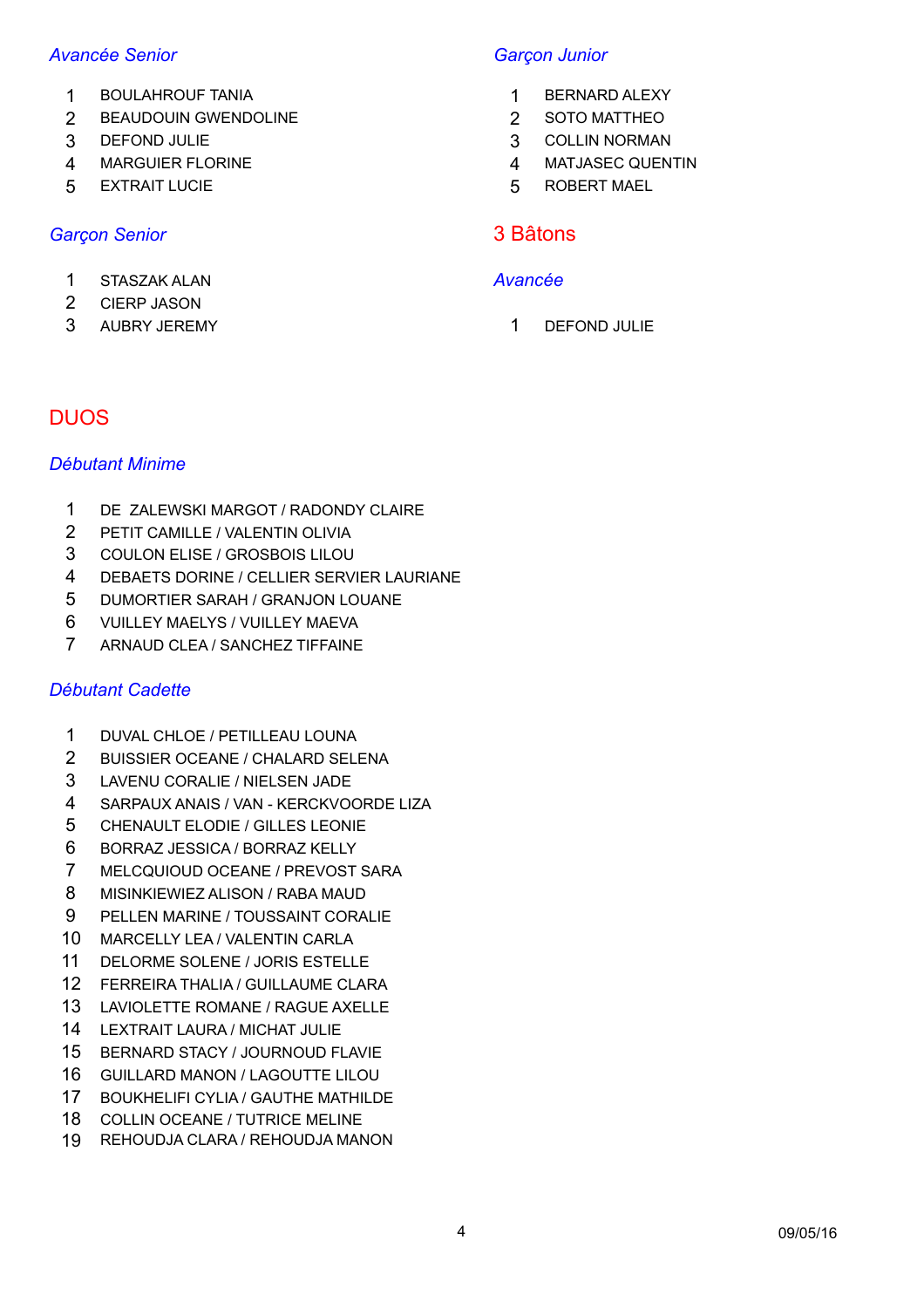### *Avancée Senior*

1. BOULAHROUF TANIA
2. BEAUDOUIN GWENDOLINE
3. DEFOND JULIE
4. MARGUIER FLORINE
5. EXTRAIT LUCIE

### *Garçon Senior*

1. STASZAK ALAN
2. CIERP JASON
3. AUBRY JEREMY

### *Garçon Junior*

1. BERNARD ALEXY
2. SOTO MATTHEO
3. COLLIN NORMAN
4. MATJASEC QUENTIN
5. ROBERT MAEL

## 3 Bâtons

### *Avancée*

1. DEFOND JULIE

## DUOS

### *Débutant Minime*

1. DE ZALEWSKI MARGOT / RADONDY CLAIRE
2. PETIT CAMILLE / VALENTIN OLIVIA
3. COULON ELISE / GROSBOIS LILOU
4. DEBAETS DORINE / CELLIER SERVIER LAURIANE
5. DUMORTIER SARAH / GRANJON LOUANE
6. VUILLEY MAELYS / VUILLEY MAEVA
7. ARNAUD CLEA / SANCHEZ TIFFAINE

### *Débutant Cadette*

1. DUVAL CHLOE / PETILLEAU LOUNA
2. BUISSIER OCEANE / CHALARD SELENA
3. LAVENU CORALIE / NIELSEN JADE
4. SARPAUX ANAIS / VAN - KERCKVOORDE LIZA
5. CHENAULT ELODIE / GILLES LEONIE
6. BORRAZ JESSICA / BORRAZ KELLY
7. MELCQUIOUD OCEANE / PREVOST SARA
8. MISINKIEWIEZ ALISON / RABA MAUD
9. PELLEN MARINE / TOUSSAINT CORALIE
10. MARCELLY LEA / VALENTIN CARLA
11. DELORME SOLENE / JORIS ESTELLE
12. FERREIRA THALIA / GUILLAUME CLARA
13. LAVIOLETTE ROMANE / RAGUE AXELLE
14. LEXTRAIT LAURA / MICHAT JULIE
15. BERNARD STACY / JOURNOUD FLAVIE
16. GUILLARD MANON / LAGOUTTE LILOU
17. BOUKHELIFI CYLIA / GAUTHE MATHILDE
18. COLLIN OCEANE / TUTRICE MELINE
19. REHOUDJA CLARA / REHOUDJA MANON

09/05/16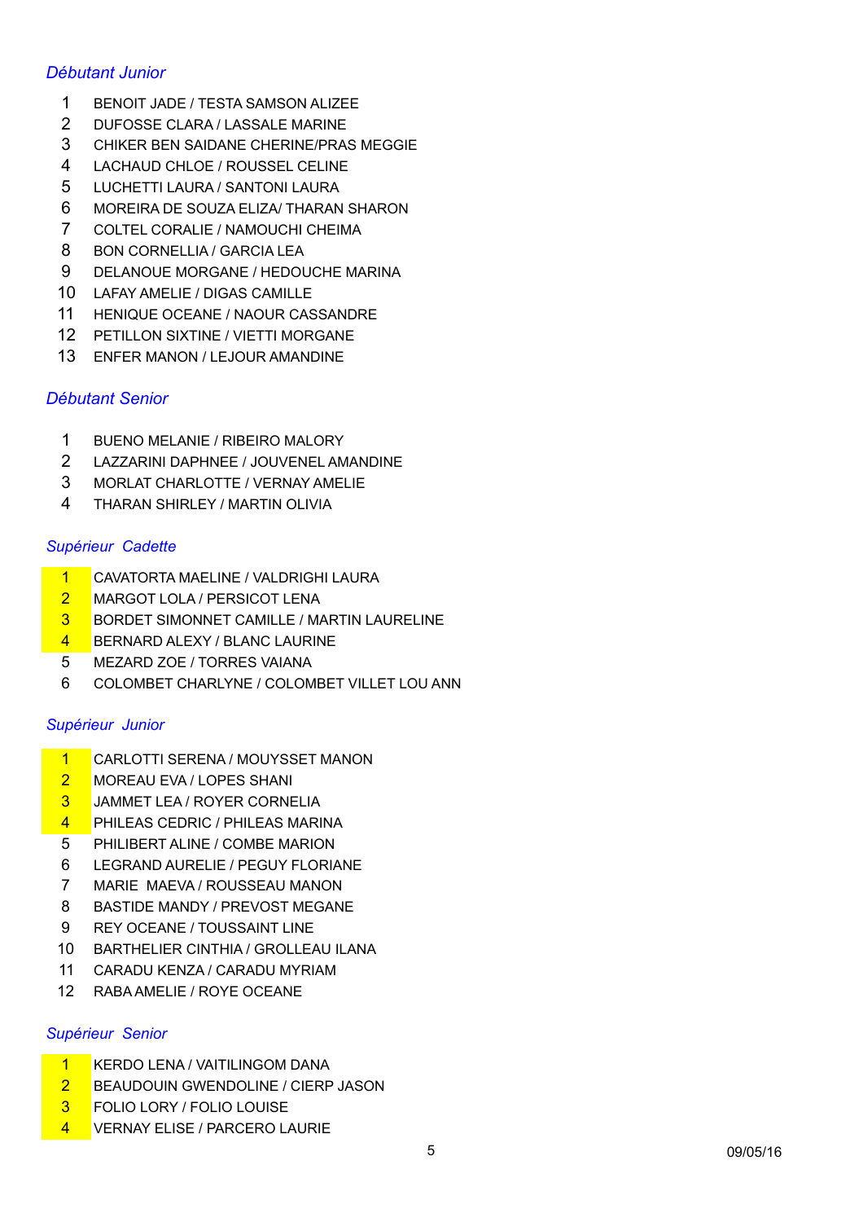### *Débutant Junior*

1. BENOIT JADE / TESTA SAMSON ALIZEE
2. DUFOSSE CLARA / LASSALE MARINE
3. CHIKER BEN SAIDANE CHERINE/PRAS MEGGIE
4. LACHAUD CHLOE / ROUSSEL CELINE
5. LUCHETTI LAURA / SANTONI LAURA
6. MOREIRA DE SOUZA ELIZA/ THARAN SHARON
7. COLTEL CORALIE / NAMOUCHI CHEIMA
8. BON CORNELLIA / GARCIA LEA
9. DELANOUE MORGANE / HEDOUCHE MARINA
10. LAFAY AMELIE / DIGAS CAMILLE
11. HENIQUE OCEANE / NAOUR CASSANDRE
12. PETILLON SIXTINE / VIETTI MORGANE
13. ENFER MANON / LEJOUR AMANDINE

### *Débutant Senior*

1. BUENO MELANIE / RIBEIRO MALORY
2. LAZZARINI DAPHNEE / JOUVENEL AMANDINE
3. MORLAT CHARLOTTE / VERNAY AMELIE
4. THARAN SHIRLEY / MARTIN OLIVIA

### *Supérieur Cadette*

1. CAVATORTA MAELINE / VALDRIGHI LAURA
2. MARGOT LOLA / PERSICOT LENA
3. BORDET SIMONNET CAMILLE / MARTIN LAURELINE
4. BERNARD ALEXY / BLANC LAURINE
5. MEZARD ZOE / TORRES VAIANA
6. COLOMBET CHARLYNE / COLOMBET VILLET LOU ANN

### *Supérieur Junior*

1. CARLOTTI SERENA / MOUYSSET MANON
2. MOREAU EVA / LOPES SHANI
3. JAMMET LEA / ROYER CORNELIA
4. PHILEAS CEDRIC / PHILEAS MARINA
5. PHILIBERT ALINE / COMBE MARION
6. LEGRAND AURELIE / PEGUY FLORIANE
7. MARIE MAEVA / ROUSSEAU MANON
8. BASTIDE MANDY / PREVOST MEGANE
9. REY OCEANE / TOUSSAINT LINE
10. BARTHELIER CINTHIA / GROLLEAU ILANA
11. CARADU KENZA / CARADU MYRIAM
12. RABA AMELIE / ROYE OCEANE

### *Supérieur Senior*

1. KERDO LENA / VAITILINGOM DANA
2. BEAUDOUIN GWENDOLINE / CIERP JASON
3. FOLIO LORY / FOLIO LOUISE
4. VERNAY ELISE / PARCERO LAURIE

09/05/16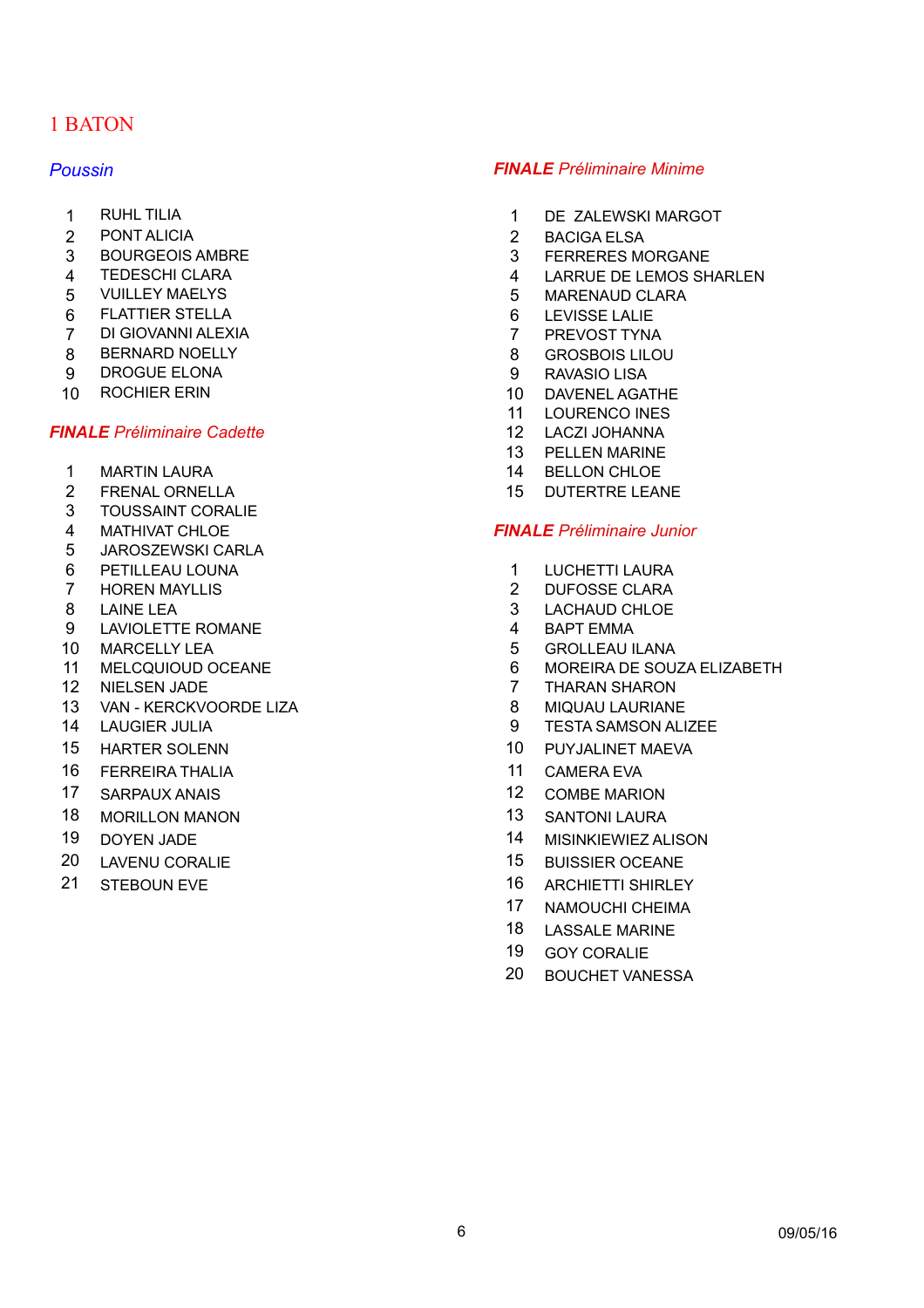# 1 BATON

## *Poussin*

1. RUHL TILIA
2. PONT ALICIA
3. BOURGEOIS AMBRE
4. TEDESCHI CLARA
5. VUILLEY MAELYS
6. FLATTIER STELLA
7. DI GIOVANNI ALEXIA
8. BERNARD NOELLY
9. DROGUE ELONA
10. ROCHIER ERIN

## ***FINALE** Préliminaire Cadette*

1. MARTIN LAURA
2. FRENAL ORNELLA
3. TOUSSAINT CORALIE
4. MATHIVAT CHLOE
5. JAROSZEWSKI CARLA
6. PETILLEAU LOUNA
7. HOREN MAYLLIS
8. LAINE LEA
9. LAVIOLETTE ROMANE
10. MARCELLY LEA
11. MELCQUIOUD OCEANE
12. NIELSEN JADE
13. VAN - KERCKVOORDE LIZA
14. LAUGIER JULIA
15. HARTER SOLENN
16. FERREIRA THALIA
17. SARPAUX ANAIS
18. MORILLON MANON
19. DOYEN JADE
20. LAVENU CORALIE
21. STEBOUN EVE

## ***FINALE** Préliminaire Minime*

1. DE ZALEWSKI MARGOT
2. BACIGA ELSA
3. FERRERES MORGANE
4. LARRUE DE LEMOS SHARLEN
5. MARENAUD CLARA
6. LEVISSE LALIE
7. PREVOST TYNA
8. GROSBOIS LILOU
9. RAVASIO LISA
10. DAVENEL AGATHE
11. LOURENCO INES
12. LACZI JOHANNA
13. PELLEN MARINE
14. BELLON CHLOE
15. DUTERTRE LEANE

## ***FINALE** Préliminaire Junior*

1. LUCHETTI LAURA
2. DUFOSSE CLARA
3. LACHAUD CHLOE
4. BAPT EMMA
5. GROLLEAU ILANA
6. MOREIRA DE SOUZA ELIZABETH
7. THARAN SHARON
8. MIQUAU LAURIANE
9. TESTA SAMSON ALIZEE
10. PUYJALINET MAEVA
11. CAMERA EVA
12. COMBE MARION
13. SANTONI LAURA
14. MISINKIEWIEZ ALISON
15. BUISSIER OCEANE
16. ARCHIETTI SHIRLEY
17. NAMOUCHI CHEIMA
18. LASSALE MARINE
19. GOY CORALIE
20. BOUCHET VANESSA

09/05/16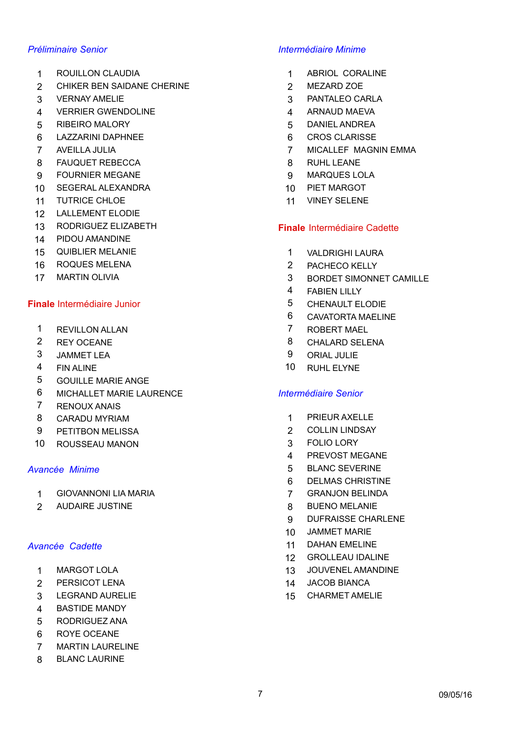### *Préliminaire Senior*

1. ROUILLON CLAUDIA
2. CHIKER BEN SAIDANE CHERINE
3. VERNAY AMELIE
4. VERRIER GWENDOLINE
5. RIBEIRO MALORY
6. LAZZARINI DAPHNEE
7. AVEILLA JULIA
8. FAUQUET REBECCA
9. FOURNIER MEGANE
10. SEGERAL ALEXANDRA
11. TUTRICE CHLOE
12. LALLEMENT ELODIE
13. RODRIGUEZ ELIZABETH
14. PIDOU AMANDINE
15. QUIBLIER MELANIE
16. ROQUES MELENA
17. MARTIN OLIVIA

### **Finale** Intermédiaire Junior

1. REVILLON ALLAN
2. REY OCEANE
3. JAMMET LEA
4. FIN ALINE
5. GOUILLE MARIE ANGE
6. MICHALLET MARIE LAURENCE
7. RENOUX ANAIS
8. CARADU MYRIAM
9. PETITBON MELISSA
10. ROUSSEAU MANON

### *Avancée Minime*

1. GIOVANNONI LIA MARIA
2. AUDAIRE JUSTINE

### *Avancée Cadette*

1. MARGOT LOLA
2. PERSICOT LENA
3. LEGRAND AURELIE
4. BASTIDE MANDY
5. RODRIGUEZ ANA
6. ROYE OCEANE
7. MARTIN LAURELINE
8. BLANC LAURINE

### *Intermédiaire Minime*

1. ABRIOL CORALINE
2. MEZARD ZOE
3. PANTALEO CARLA
4. ARNAUD MAEVA
5. DANIEL ANDREA
6. CROS CLARISSE
7. MICALLEF MAGNIN EMMA
8. RUHL LEANE
9. MARQUES LOLA
10. PIET MARGOT
11. VINEY SELENE

### **Finale** Intermédiaire Cadette

1. VALDRIGHI LAURA
2. PACHECO KELLY
3. BORDET SIMONNET CAMILLE
4. FABIEN LILLY
5. CHENAULT ELODIE
6. CAVATORTA MAELINE
7. ROBERT MAEL
8. CHALARD SELENA
9. ORIAL JULIE
10. RUHL ELYNE

### *Intermédiaire Senior*

1. PRIEUR AXELLE
2. COLLIN LINDSAY
3. FOLIO LORY
4. PREVOST MEGANE
5. BLANC SEVERINE
6. DELMAS CHRISTINE
7. GRANJON BELINDA
8. BUENO MELANIE
9. DUFRAISSE CHARLENE
10. JAMMET MARIE
11. DAHAN EMELINE
12. GROLLEAU IDALINE
13. JOUVENEL AMANDINE
14. JACOB BIANCA
15. CHARMET AMELIE

09/05/16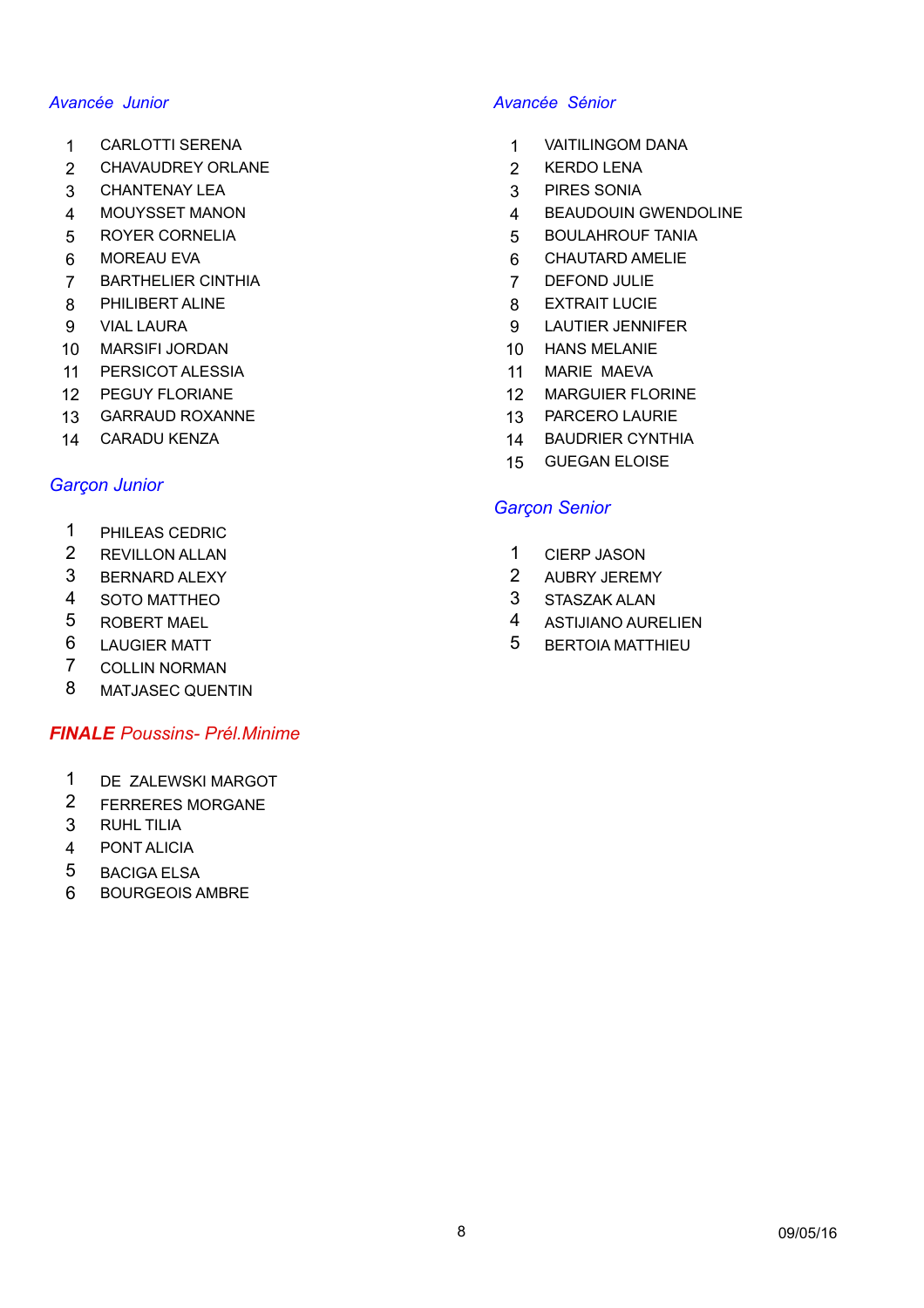### *Avancée  Junior*

1. CARLOTTI SERENA
2. CHAVAUDREY ORLANE
3. CHANTENAY LEA
4. MOUYSSET MANON
5. ROYER CORNELIA
6. MOREAU EVA
7. BARTHELIER CINTHIA
8. PHILIBERT ALINE
9. VIAL LAURA
10. MARSIFI JORDAN
11. PERSICOT ALESSIA
12. PEGUY FLORIANE
13. GARRAUD ROXANNE
14. CARADU KENZA

### *Garçon Junior*

1. PHILEAS CEDRIC
2. REVILLON ALLAN
3. BERNARD ALEXY
4. SOTO MATTHEO
5. ROBERT MAEL
6. LAUGIER MATT
7. COLLIN NORMAN
8. MATJASEC QUENTIN

### ***FINALE*** *Poussins- Prél.Minime*

1. DE  ZALEWSKI MARGOT
2. FERRERES MORGANE
3. RUHL TILIA
4. PONT ALICIA
5. BACIGA ELSA
6. BOURGEOIS AMBRE

### *Avancée  Sénior*

1. VAITILINGOM DANA
2. KERDO LENA
3. PIRES SONIA
4. BEAUDOUIN GWENDOLINE
5. BOULAHROUF TANIA
6. CHAUTARD AMELIE
7. DEFOND JULIE
8. EXTRAIT LUCIE
9. LAUTIER JENNIFER
10. HANS MELANIE
11. MARIE  MAEVA
12. MARGUIER FLORINE
13. PARCERO LAURIE
14. BAUDRIER CYNTHIA
15. GUEGAN ELOISE

### *Garçon Senior*

1. CIERP JASON
2. AUBRY JEREMY
3. STASZAK ALAN
4. ASTIJIANO AURELIEN
5. BERTOIA MATTHIEU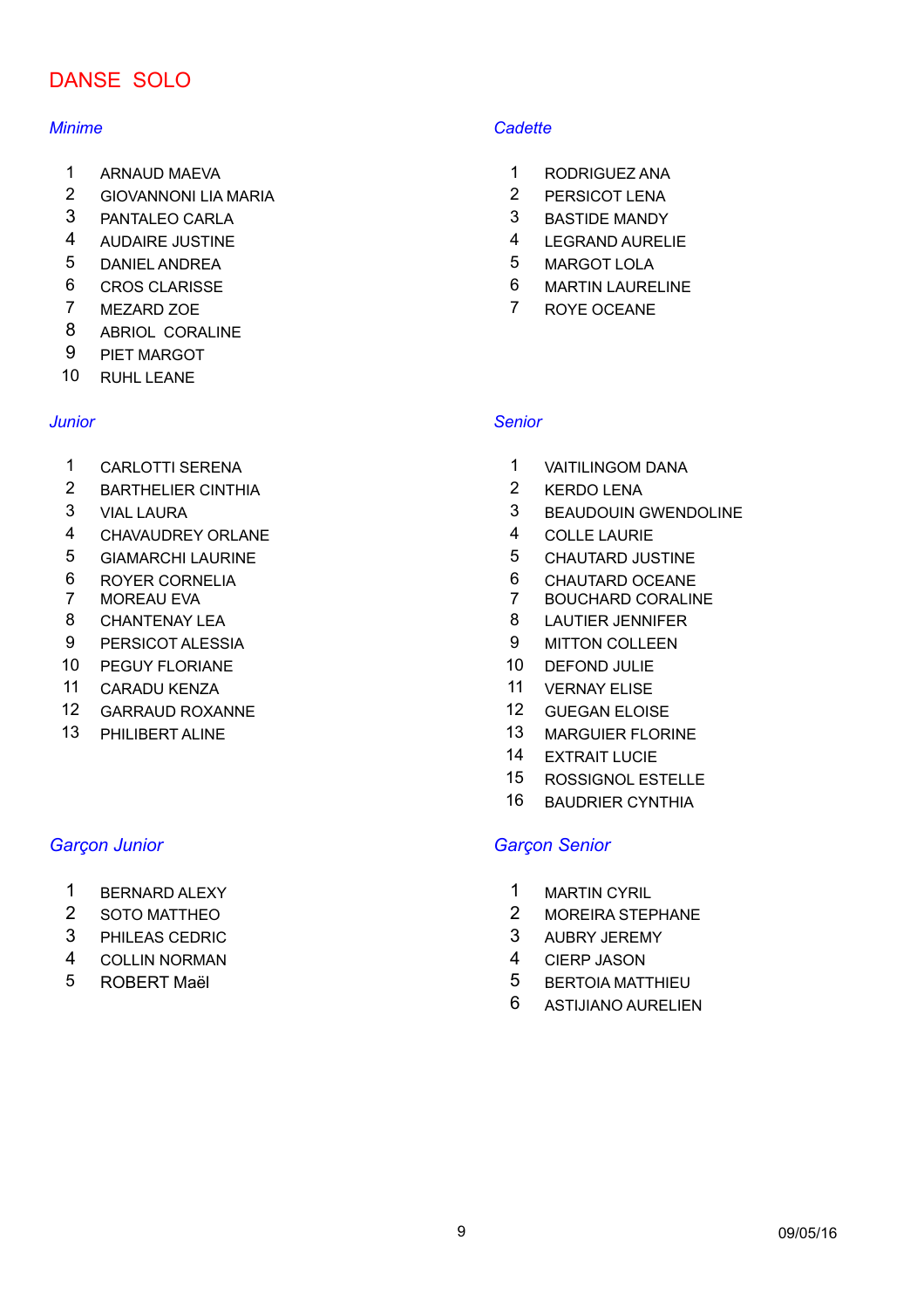# DANSE SOLO

## *Minime*

1. ARNAUD MAEVA
2. GIOVANNONI LIA MARIA
3. PANTALEO CARLA
4. AUDAIRE JUSTINE
5. DANIEL ANDREA
6. CROS CLARISSE
7. MEZARD ZOE
8. ABRIOL CORALINE
9. PIET MARGOT
10. RUHL LEANE

## *Cadette*

1. RODRIGUEZ ANA
2. PERSICOT LENA
3. BASTIDE MANDY
4. LEGRAND AURELIE
5. MARGOT LOLA
6. MARTIN LAURELINE
7. ROYE OCEANE

## *Junior*

1. CARLOTTI SERENA
2. BARTHELIER CINTHIA
3. VIAL LAURA
4. CHAVAUDREY ORLANE
5. GIAMARCHI LAURINE
6. ROYER CORNELIA
7. MOREAU EVA
8. CHANTENAY LEA
9. PERSICOT ALESSIA
10. PEGUY FLORIANE
11. CARADU KENZA
12. GARRAUD ROXANNE
13. PHILIBERT ALINE

## *Senior*

1. VAITILINGOM DANA
2. KERDO LENA
3. BEAUDOUIN GWENDOLINE
4. COLLE LAURIE
5. CHAUTARD JUSTINE
6. CHAUTARD OCEANE
7. BOUCHARD CORALINE
8. LAUTIER JENNIFER
9. MITTON COLLEEN
10. DEFOND JULIE
11. VERNAY ELISE
12. GUEGAN ELOISE
13. MARGUIER FLORINE
14. EXTRAIT LUCIE
15. ROSSIGNOL ESTELLE
16. BAUDRIER CYNTHIA

## *Garçon Junior*

1. BERNARD ALEXY
2. SOTO MATTHEO
3. PHILEAS CEDRIC
4. COLLIN NORMAN
5. ROBERT Maël

## *Garçon Senior*

1. MARTIN CYRIL
2. MOREIRA STEPHANE
3. AUBRY JEREMY
4. CIERP JASON
5. BERTOIA MATTHIEU
6. ASTIJIANO AURELIEN

09/05/16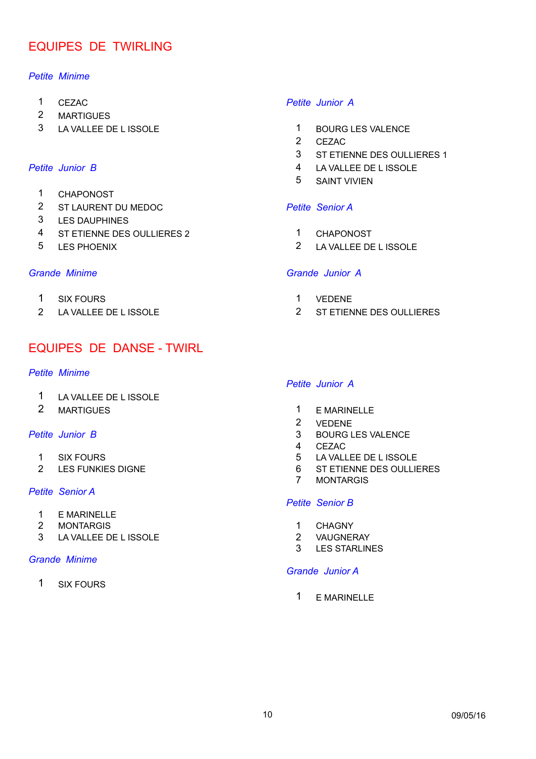# EQUIPES DE TWIRLING

### *Petite Minime*

1. CEZAC
2. MARTIGUES
3. LA VALLEE DE L ISSOLE

### *Petite Junior B*

1. CHAPONOST
2. ST LAURENT DU MEDOC
3. LES DAUPHINES
4. ST ETIENNE DES OULLIERES 2
5. LES PHOENIX

### *Grande Minime*

1. SIX FOURS
2. LA VALLEE DE L ISSOLE

### *Petite Junior A*

1. BOURG LES VALENCE
2. CEZAC
3. ST ETIENNE DES OULLIERES 1
4. LA VALLEE DE L ISSOLE
5. SAINT VIVIEN

### *Petite Senior A*

1. CHAPONOST
2. LA VALLEE DE L ISSOLE

### *Grande Junior A*

1. VEDENE
2. ST ETIENNE DES OULLIERES

# EQUIPES DE DANSE - TWIRL

### *Petite Minime*

1. LA VALLEE DE L ISSOLE
2. MARTIGUES

### *Petite Junior B*

1. SIX FOURS
2. LES FUNKIES DIGNE

### *Petite Senior A*

1. E MARINELLE
2. MONTARGIS
3. LA VALLEE DE L ISSOLE

### *Grande Minime*

1. SIX FOURS

### *Petite Junior A*

1. E MARINELLE
2. VEDENE
3. BOURG LES VALENCE
4. CEZAC
5. LA VALLEE DE L ISSOLE
6. ST ETIENNE DES OULLIERES
7. MONTARGIS

### *Petite Senior B*

1. CHAGNY
2. VAUGNERAY
3. LES STARLINES

### *Grande Junior A*

1. E MARINELLE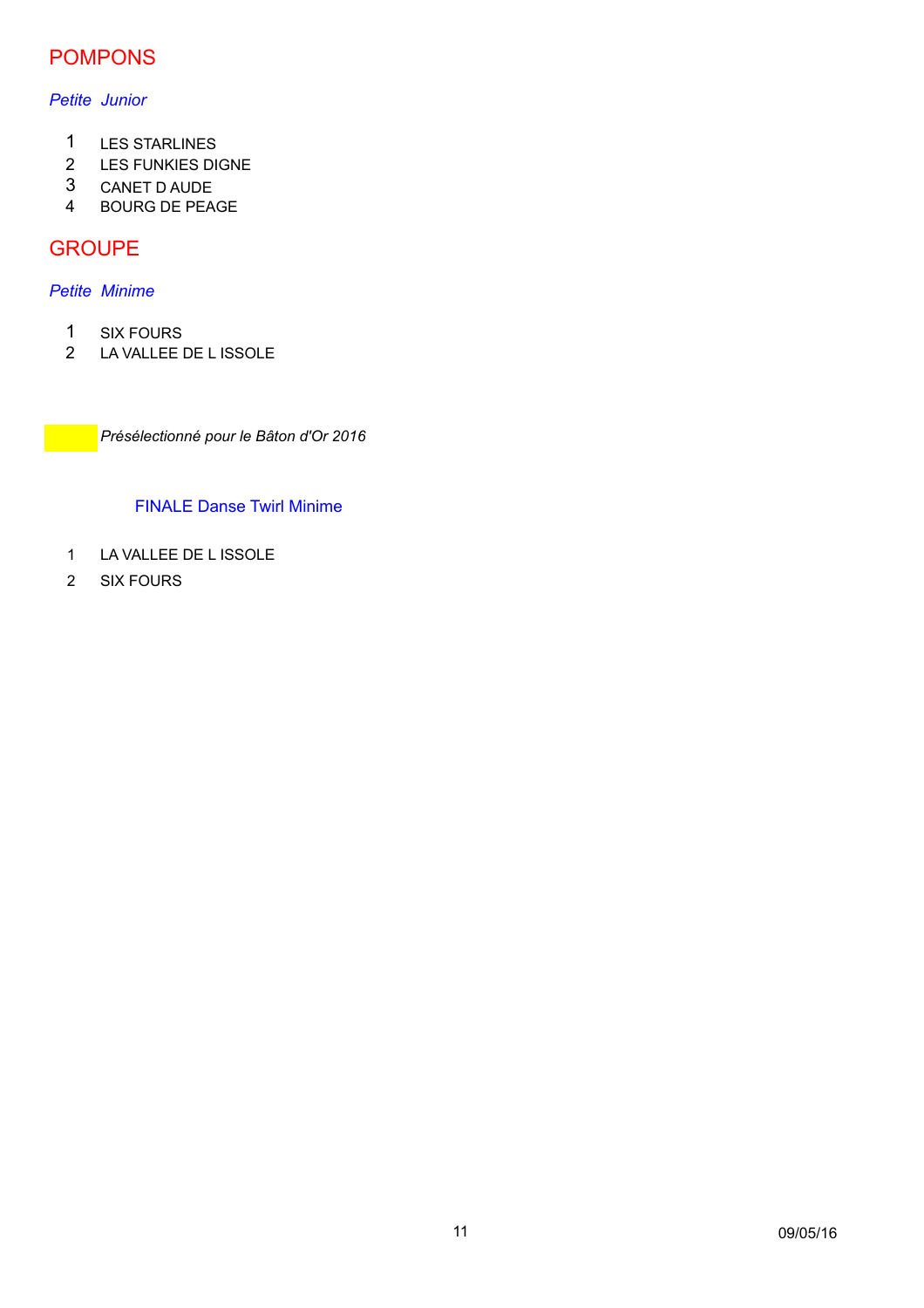## POMPONS

### *Petite Junior*

1. LES STARLINES
2. LES FUNKIES DIGNE
3. CANET D AUDE
4. BOURG DE PEAGE

## GROUPE

### *Petite Minime*

1. SIX FOURS
2. LA VALLEE DE L ISSOLE

*Présélectionné pour le Bâton d'Or 2016*

### FINALE Danse Twirl Minime

1. LA VALLEE DE L ISSOLE
2. SIX FOURS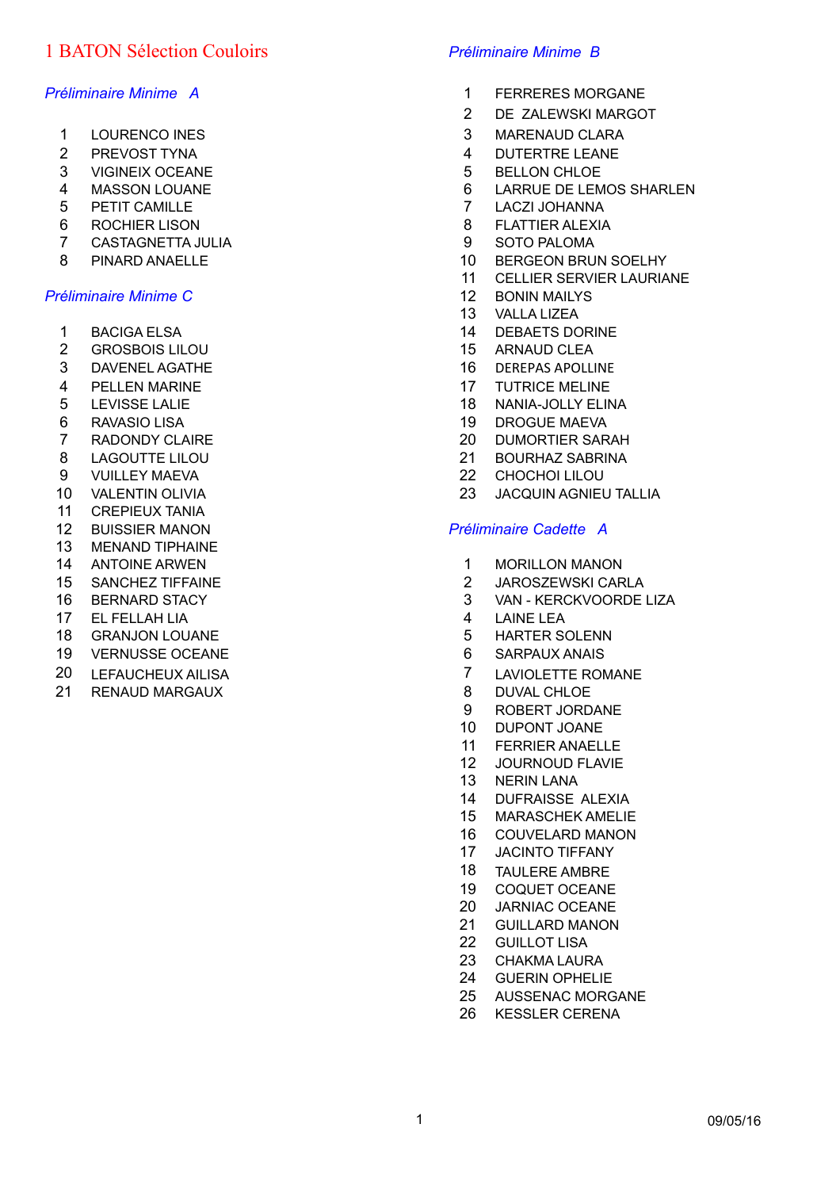# 1 BATON Sélection Couloirs

### *Préliminaire Minime A*

1. LOURENCO INES
2. PREVOST TYNA
3. VIGINEIX OCEANE
4. MASSON LOUANE
5. PETIT CAMILLE
6. ROCHIER LISON
7. CASTAGNETTA JULIA
8. PINARD ANAELLE

### *Préliminaire Minime C*

1. BACIGA ELSA
2. GROSBOIS LILOU
3. DAVENEL AGATHE
4. PELLEN MARINE
5. LEVISSE LALIE
6. RAVASIO LISA
7. RADONDY CLAIRE
8. LAGOUTTE LILOU
9. VUILLEY MAEVA
10. VALENTIN OLIVIA
11. CREPIEUX TANIA
12. BUISSIER MANON
13. MENAND TIPHAINE
14. ANTOINE ARWEN
15. SANCHEZ TIFFAINE
16. BERNARD STACY
17. EL FELLAH LIA
18. GRANJON LOUANE
19. VERNUSSE OCEANE
20. LEFAUCHEUX AILISA
21. RENAUD MARGAUX

### *Préliminaire Minime B*

1. FERRERES MORGANE
2. DE ZALEWSKI MARGOT
3. MARENAUD CLARA
4. DUTERTRE LEANE
5. BELLON CHLOE
6. LARRUE DE LEMOS SHARLEN
7. LACZI JOHANNA
8. FLATTIER ALEXIA
9. SOTO PALOMA
10. BERGEON BRUN SOELHY
11. CELLIER SERVIER LAURIANE
12. BONIN MAILYS
13. VALLA LIZEA
14. DEBAETS DORINE
15. ARNAUD CLEA
16. DEREPAS APOLLINE
17. TUTRICE MELINE
18. NANIA-JOLLY ELINA
19. DROGUE MAEVA
20. DUMORTIER SARAH
21. BOURHAZ SABRINA
22. CHOCHOI LILOU
23. JACQUIN AGNIEU TALLIA

### *Préliminaire Cadette A*

1. MORILLON MANON
2. JAROSZEWSKI CARLA
3. VAN - KERCKVOORDE LIZA
4. LAINE LEA
5. HARTER SOLENN
6. SARPAUX ANAIS
7. LAVIOLETTE ROMANE
8. DUVAL CHLOE
9. ROBERT JORDANE
10. DUPONT JOANE
11. FERRIER ANAELLE
12. JOURNOUD FLAVIE
13. NERIN LANA
14. DUFRAISSE ALEXIA
15. MARASCHEK AMELIE
16. COUVELARD MANON
17. JACINTO TIFFANY
18. TAULERE AMBRE
19. COQUET OCEANE
20. JARNIAC OCEANE
21. GUILLARD MANON
22. GUILLOT LISA
23. CHAKMA LAURA
24. GUERIN OPHELIE
25. AUSSENAC MORGANE
26. KESSLER CERENA

09/05/16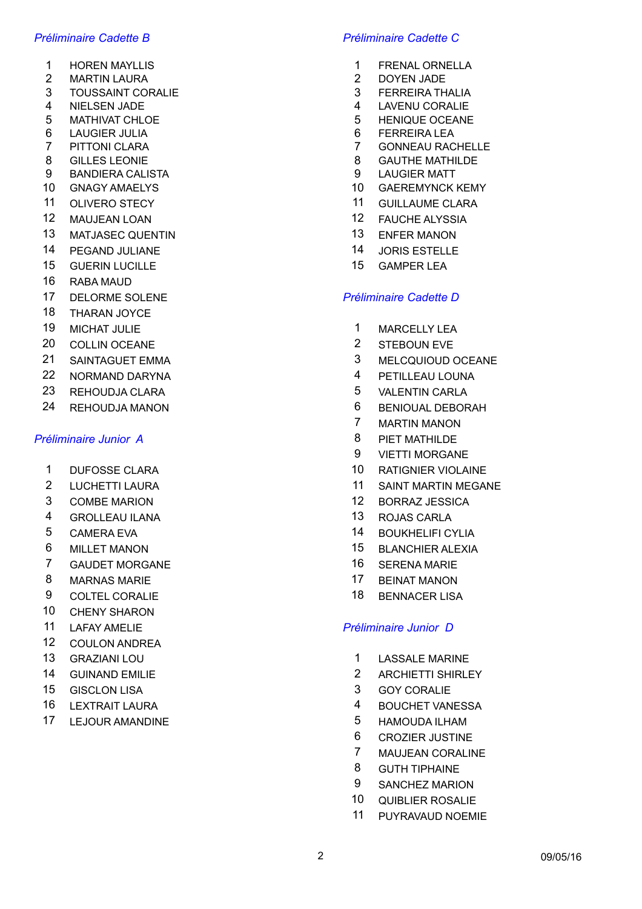## *Préliminaire Cadette B*

1. HOREN MAYLLIS
2. MARTIN LAURA
3. TOUSSAINT CORALIE
4. NIELSEN JADE
5. MATHIVAT CHLOE
6. LAUGIER JULIA
7. PITTONI CLARA
8. GILLES LEONIE
9. BANDIERA CALISTA
10. GNAGY AMAELYS
11. OLIVERO STECY
12. MAUJEAN LOAN
13. MATJASEC QUENTIN
14. PEGAND JULIANE
15. GUERIN LUCILLE
16. RABA MAUD
17. DELORME SOLENE
18. THARAN JOYCE
19. MICHAT JULIE
20. COLLIN OCEANE
21. SAINTAGUET EMMA
22. NORMAND DARYNA
23. REHOUDJA CLARA
24. REHOUDJA MANON

## *Préliminaire Junior A*

1. DUFOSSE CLARA
2. LUCHETTI LAURA
3. COMBE MARION
4. GROLLEAU ILANA
5. CAMERA EVA
6. MILLET MANON
7. GAUDET MORGANE
8. MARNAS MARIE
9. COLTEL CORALIE
10. CHENY SHARON
11. LAFAY AMELIE
12. COULON ANDREA
13. GRAZIANI LOU
14. GUINAND EMILIE
15. GISCLON LISA
16. LEXTRAIT LAURA
17. LEJOUR AMANDINE

## *Préliminaire Cadette C*

1. FRENAL ORNELLA
2. DOYEN JADE
3. FERREIRA THALIA
4. LAVENU CORALIE
5. HENIQUE OCEANE
6. FERREIRA LEA
7. GONNEAU RACHELLE
8. GAUTHE MATHILDE
9. LAUGIER MATT
10. GAEREMYNCK KEMY
11. GUILLAUME CLARA
12. FAUCHE ALYSSIA
13. ENFER MANON
14. JORIS ESTELLE
15. GAMPER LEA

## *Préliminaire Cadette D*

1. MARCELLY LEA
2. STEBOUN EVE
3. MELCQUIOUD OCEANE
4. PETILLEAU LOUNA
5. VALENTIN CARLA
6. BENIOUAL DEBORAH
7. MARTIN MANON
8. PIET MATHILDE
9. VIETTI MORGANE
10. RATIGNIER VIOLAINE
11. SAINT MARTIN MEGANE
12. BORRAZ JESSICA
13. ROJAS CARLA
14. BOUKHELIFI CYLIA
15. BLANCHIER ALEXIA
16. SERENA MARIE
17. BEINAT MANON
18. BENNACER LISA

## *Préliminaire Junior D*

1. LASSALE MARINE
2. ARCHIETTI SHIRLEY
3. GOY CORALIE
4. BOUCHET VANESSA
5. HAMOUDA ILHAM
6. CROZIER JUSTINE
7. MAUJEAN CORALINE
8. GUTH TIPHAINE
9. SANCHEZ MARION
10. QUIBLIER ROSALIE
11. PUYRAVAUD NOEMIE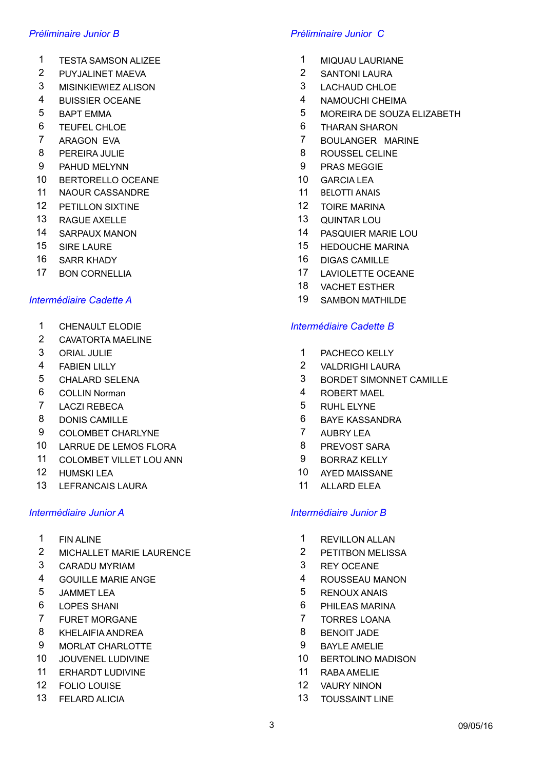### *Préliminaire Junior B*

1. TESTA SAMSON ALIZEE
2. PUYJALINET MAEVA
3. MISINKIEWIEZ ALISON
4. BUISSIER OCEANE
5. BAPT EMMA
6. TEUFEL CHLOE
7. ARAGON EVA
8. PEREIRA JULIE
9. PAHUD MELYNN
10. BERTORELLO OCEANE
11. NAOUR CASSANDRE
12. PETILLON SIXTINE
13. RAGUE AXELLE
14. SARPAUX MANON
15. SIRE LAURE
16. SARR KHADY
17. BON CORNELLIA

### *Intermédiaire Cadette A*

1. CHENAULT ELODIE
2. CAVATORTA MAELINE
3. ORIAL JULIE
4. FABIEN LILLY
5. CHALARD SELENA
6. COLLIN Norman
7. LACZI REBECA
8. DONIS CAMILLE
9. COLOMBET CHARLYNE
10. LARRUE DE LEMOS FLORA
11. COLOMBET VILLET LOU ANN
12. HUMSKI LEA
13. LEFRANCAIS LAURA

### *Intermédiaire Junior A*

1. FIN ALINE
2. MICHALLET MARIE LAURENCE
3. CARADU MYRIAM
4. GOUILLE MARIE ANGE
5. JAMMET LEA
6. LOPES SHANI
7. FURET MORGANE
8. KHELAIFIA ANDREA
9. MORLAT CHARLOTTE
10. JOUVENEL LUDIVINE
11. ERHARDT LUDIVINE
12. FOLIO LOUISE
13. FELARD ALICIA

### *Préliminaire Junior C*

1. MIQUAU LAURIANE
2. SANTONI LAURA
3. LACHAUD CHLOE
4. NAMOUCHI CHEIMA
5. MOREIRA DE SOUZA ELIZABETH
6. THARAN SHARON
7. BOULANGER MARINE
8. ROUSSEL CELINE
9. PRAS MEGGIE
10. GARCIA LEA
11. BELOTTI ANAIS
12. TOIRE MARINA
13. QUINTAR LOU
14. PASQUIER MARIE LOU
15. HEDOUCHE MARINA
16. DIGAS CAMILLE
17. LAVIOLETTE OCEANE
18. VACHET ESTHER
19. SAMBON MATHILDE

### *Intermédiaire Cadette B*

1. PACHECO KELLY
2. VALDRIGHI LAURA
3. BORDET SIMONNET CAMILLE
4. ROBERT MAEL
5. RUHL ELYNE
6. BAYE KASSANDRA
7. AUBRY LEA
8. PREVOST SARA
9. BORRAZ KELLY
10. AYED MAISSANE
11. ALLARD ELEA

### *Intermédiaire Junior B*

1. REVILLON ALLAN
2. PETITBON MELISSA
3. REY OCEANE
4. ROUSSEAU MANON
5. RENOUX ANAIS
6. PHILEAS MARINA
7. TORRES LOANA
8. BENOIT JADE
9. BAYLE AMELIE
10. BERTOLINO MADISON
11. RABA AMELIE
12. VAURY NINON
13. TOUSSAINT LINE

09/05/16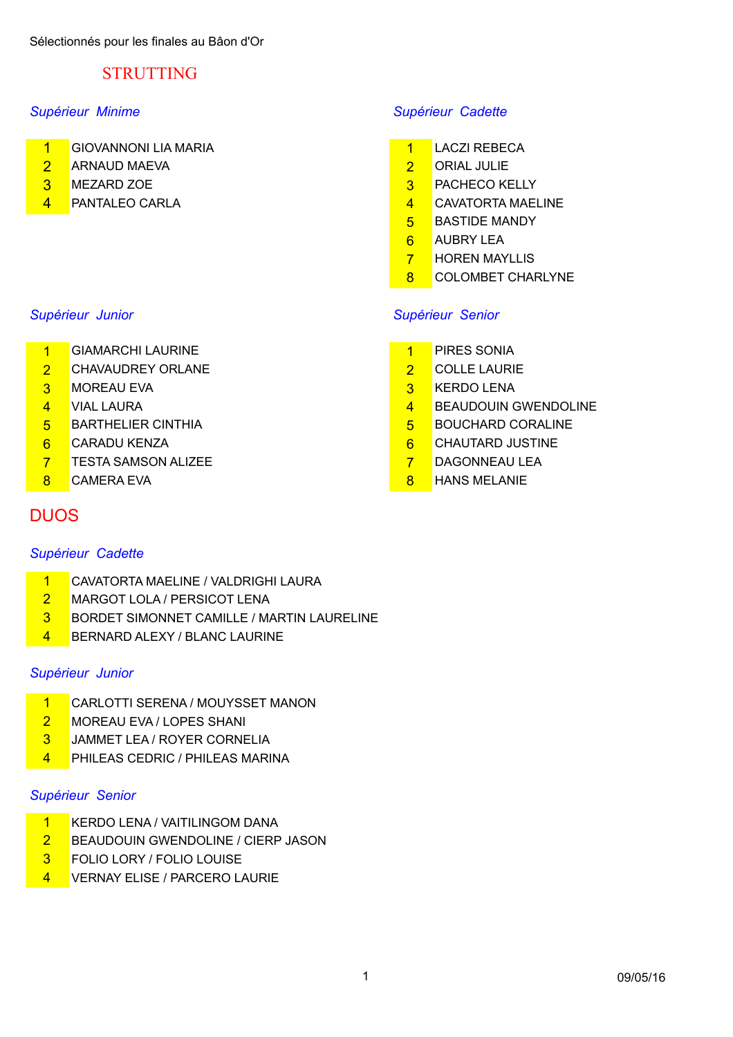Sélectionnés pour les finales au Bâon d'Or

# STRUTTING

### *Supérieur Minime*

| | |
|---|---|
| 1 | GIOVANNONI LIA MARIA |
| 2 | ARNAUD MAEVA |
| 3 | MEZARD ZOE |
| 4 | PANTALEO CARLA |

### *Supérieur Cadette*

| | |
|---|---|
| 1 | LACZI REBECA |
| 2 | ORIAL JULIE |
| 3 | PACHECO KELLY |
| 4 | CAVATORTA MAELINE |
| 5 | BASTIDE MANDY |
| 6 | AUBRY LEA |
| 7 | HOREN MAYLLIS |
| 8 | COLOMBET CHARLYNE |

### *Supérieur Junior*

| | |
|---|---|
| 1 | GIAMARCHI LAURINE |
| 2 | CHAVAUDREY ORLANE |
| 3 | MOREAU EVA |
| 4 | VIAL LAURA |
| 5 | BARTHELIER CINTHIA |
| 6 | CARADU KENZA |
| 7 | TESTA SAMSON ALIZEE |
| 8 | CAMERA EVA |

### *Supérieur Senior*

| | |
|---|---|
| 1 | PIRES SONIA |
| 2 | COLLE LAURIE |
| 3 | KERDO LENA |
| 4 | BEAUDOUIN GWENDOLINE |
| 5 | BOUCHARD CORALINE |
| 6 | CHAUTARD JUSTINE |
| 7 | DAGONNEAU LEA |
| 8 | HANS MELANIE |

# DUOS

### *Supérieur Cadette*

| | |
|---|---|
| 1 | CAVATORTA MAELINE / VALDRIGHI LAURA |
| 2 | MARGOT LOLA / PERSICOT LENA |
| 3 | BORDET SIMONNET CAMILLE / MARTIN LAURELINE |
| 4 | BERNARD ALEXY / BLANC LAURINE |

### *Supérieur Junior*

| | |
|---|---|
| 1 | CARLOTTI SERENA / MOUYSSET MANON |
| 2 | MOREAU EVA / LOPES SHANI |
| 3 | JAMMET LEA / ROYER CORNELIA |
| 4 | PHILEAS CEDRIC / PHILEAS MARINA |

### *Supérieur Senior*

| | |
|---|---|
| 1 | KERDO LENA / VAITILINGOM DANA |
| 2 | BEAUDOUIN GWENDOLINE / CIERP JASON |
| 3 | FOLIO LORY / FOLIO LOUISE |
| 4 | VERNAY ELISE / PARCERO LAURIE |

09/05/16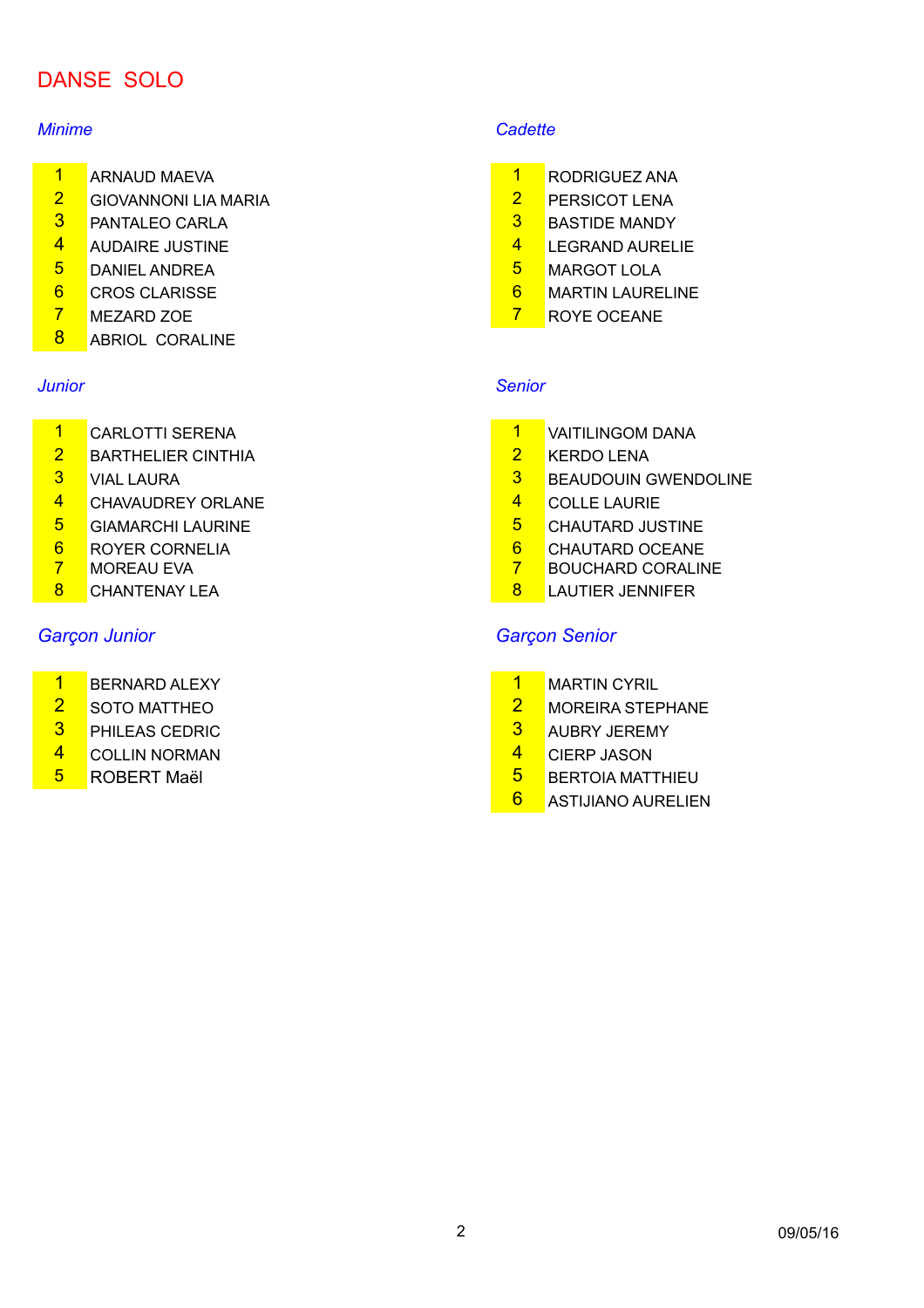# DANSE SOLO

## *Minime*

| | |
|---|---|
| 1 | ARNAUD MAEVA |
| 2 | GIOVANNONI LIA MARIA |
| 3 | PANTALEO CARLA |
| 4 | AUDAIRE JUSTINE |
| 5 | DANIEL ANDREA |
| 6 | CROS CLARISSE |
| 7 | MEZARD ZOE |
| 8 | ABRIOL CORALINE |

## *Cadette*

| | |
|---|---|
| 1 | RODRIGUEZ ANA |
| 2 | PERSICOT LENA |
| 3 | BASTIDE MANDY |
| 4 | LEGRAND AURELIE |
| 5 | MARGOT LOLA |
| 6 | MARTIN LAURELINE |
| 7 | ROYE OCEANE |

## *Junior*

| | |
|---|---|
| 1 | CARLOTTI SERENA |
| 2 | BARTHELIER CINTHIA |
| 3 | VIAL LAURA |
| 4 | CHAVAUDREY ORLANE |
| 5 | GIAMARCHI LAURINE |
| 6 | ROYER CORNELIA |
| 7 | MOREAU EVA |
| 8 | CHANTENAY LEA |

## *Senior*

| | |
|---|---|
| 1 | VAITILINGOM DANA |
| 2 | KERDO LENA |
| 3 | BEAUDOUIN GWENDOLINE |
| 4 | COLLE LAURIE |
| 5 | CHAUTARD JUSTINE |
| 6 | CHAUTARD OCEANE |
| 7 | BOUCHARD CORALINE |
| 8 | LAUTIER JENNIFER |

## *Garçon Junior*

| | |
|---|---|
| 1 | BERNARD ALEXY |
| 2 | SOTO MATTHEO |
| 3 | PHILEAS CEDRIC |
| 4 | COLLIN NORMAN |
| 5 | ROBERT Maël |

## *Garçon Senior*

| | |
|---|---|
| 1 | MARTIN CYRIL |
| 2 | MOREIRA STEPHANE |
| 3 | AUBRY JEREMY |
| 4 | CIERP JASON |
| 5 | BERTOIA MATTHIEU |
| 6 | ASTIJIANO AURELIEN |

09/05/16